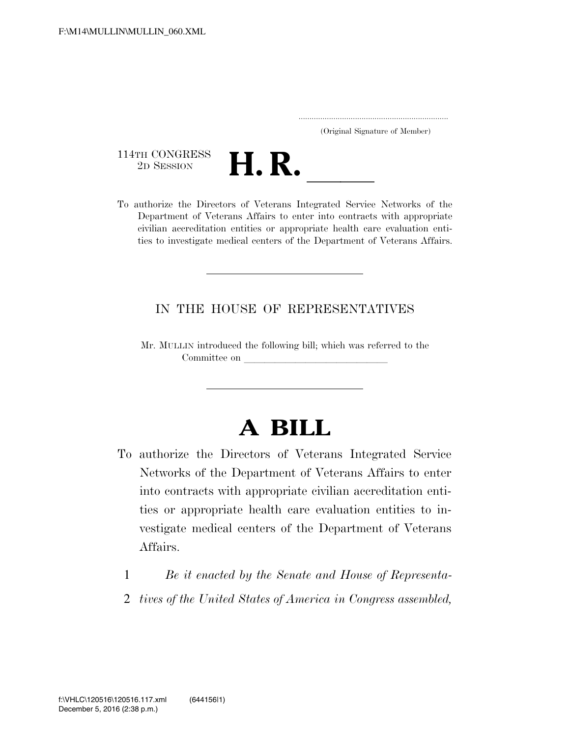F:\M14\MULLIN\MULLIN_060.XML

.....................................................................
(Original Signature of Member)

114TH CONGRESS
2D SESSION

# H. R. \_\_\_\_\_\_

To authorize the Directors of Veterans Integrated Service Networks of the Department of Veterans Affairs to enter into contracts with appropriate civilian accreditation entities or appropriate health care evaluation entities to investigate medical centers of the Department of Veterans Affairs.

---

IN THE HOUSE OF REPRESENTATIVES

Mr. MULLIN introduced the following bill; which was referred to the Committee on \_\_\_\_\_\_\_\_\_\_\_\_\_\_\_\_\_\_\_\_\_\_\_\_\_\_\_\_\_\_

---

# A BILL

To authorize the Directors of Veterans Integrated Service Networks of the Department of Veterans Affairs to enter into contracts with appropriate civilian accreditation entities or appropriate health care evaluation entities to investigate medical centers of the Department of Veterans Affairs.

1 *Be it enacted by the Senate and House of Representa-*
2 *tives of the United States of America in Congress assembled,*

f:\VHLC\120516\120516.117.xml (644156|1)
December 5, 2016 (2:38 p.m.)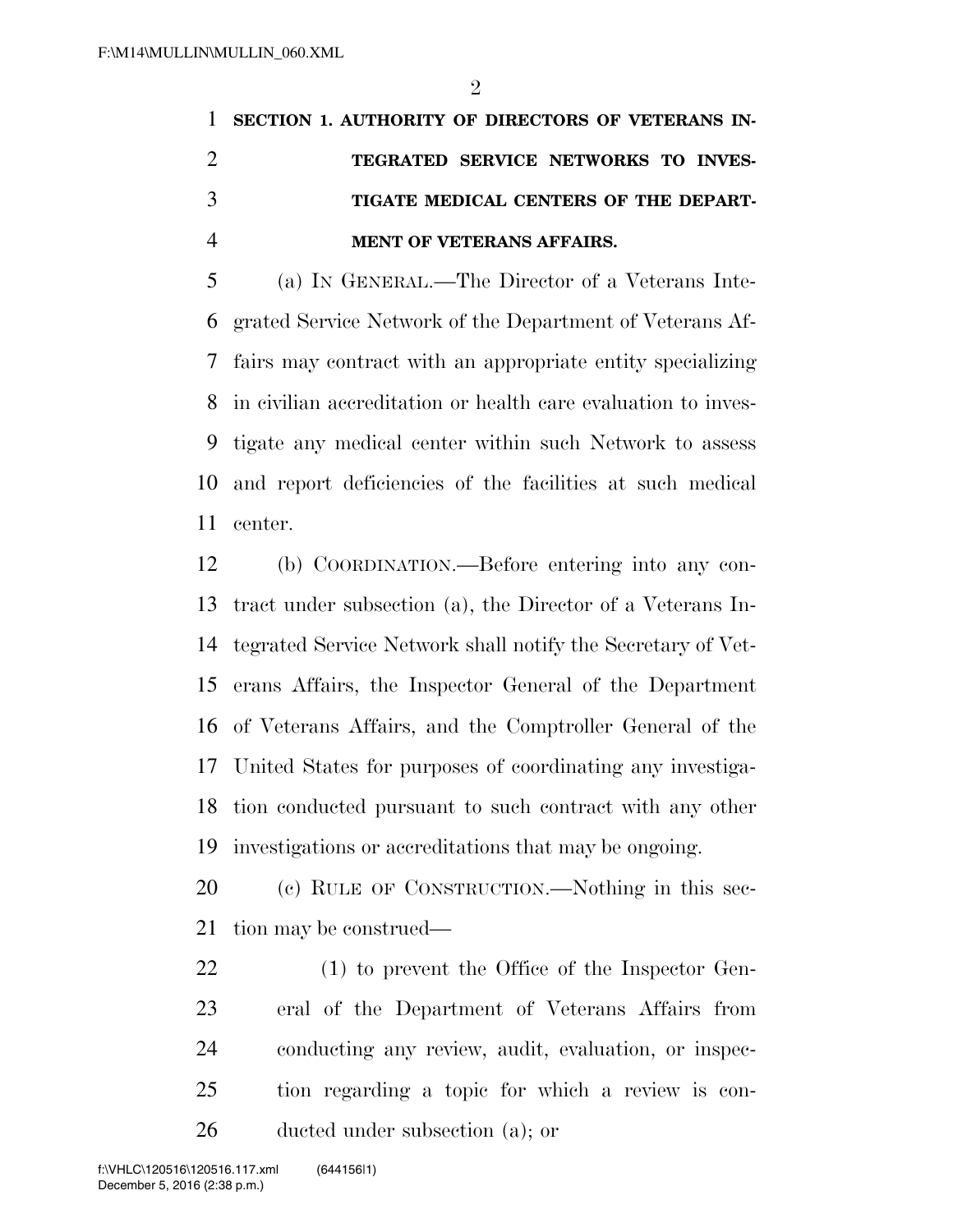**SECTION 1. AUTHORITY OF DIRECTORS OF VETERANS INTEGRATED SERVICE NETWORKS TO INVESTIGATE MEDICAL CENTERS OF THE DEPARTMENT OF VETERANS AFFAIRS.**

(a) IN GENERAL.—The Director of a Veterans Integrated Service Network of the Department of Veterans Affairs may contract with an appropriate entity specializing in civilian accreditation or health care evaluation to investigate any medical center within such Network to assess and report deficiencies of the facilities at such medical center.

(b) COORDINATION.—Before entering into any contract under subsection (a), the Director of a Veterans Integrated Service Network shall notify the Secretary of Veterans Affairs, the Inspector General of the Department of Veterans Affairs, and the Comptroller General of the United States for purposes of coordinating any investigation conducted pursuant to such contract with any other investigations or accreditations that may be ongoing.

(c) RULE OF CONSTRUCTION.—Nothing in this section may be construed—

(1) to prevent the Office of the Inspector General of the Department of Veterans Affairs from conducting any review, audit, evaluation, or inspection regarding a topic for which a review is conducted under subsection (a); or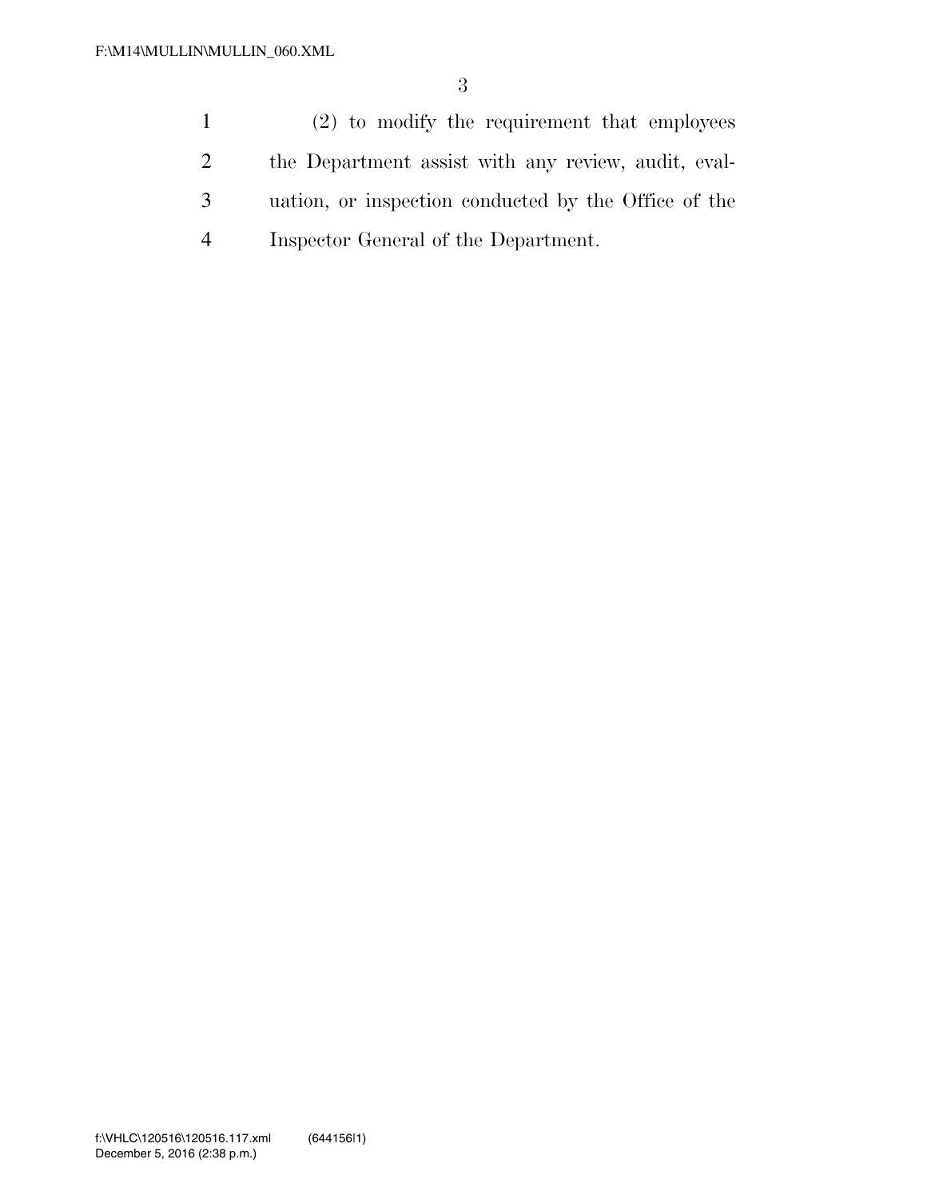(2) to modify the requirement that employees the Department assist with any review, audit, evaluation, or inspection conducted by the Office of the Inspector General of the Department.